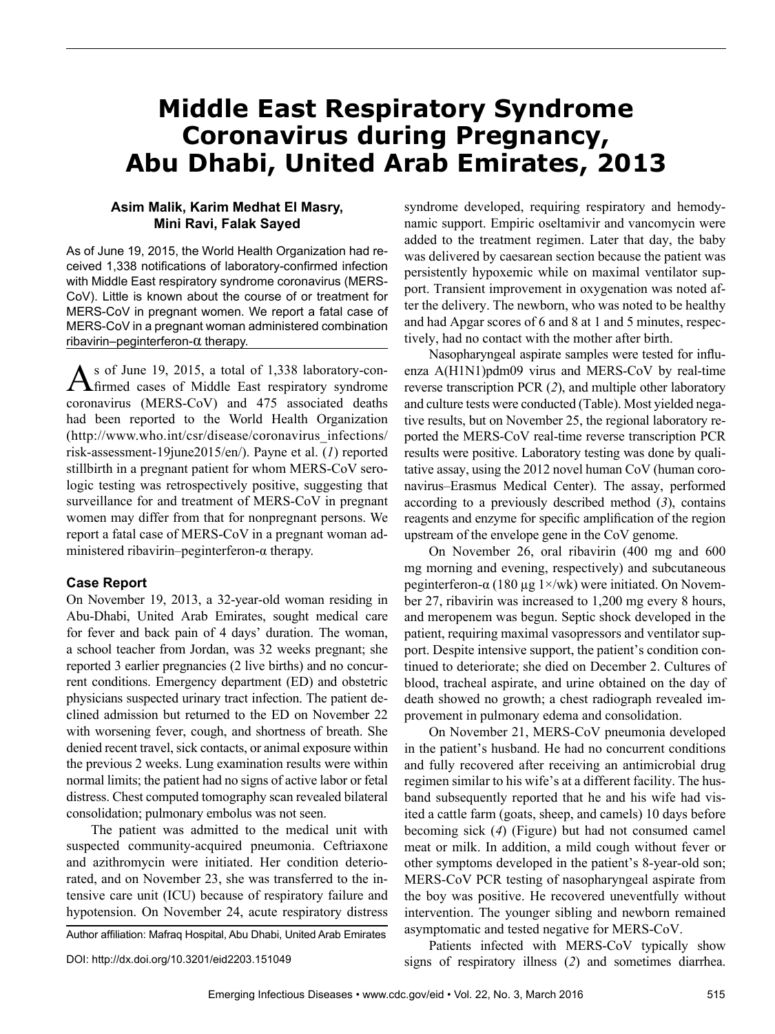# Middle East Respiratory Syndrome Coronavirus during Pregnancy, Abu Dhabi, United Arab Emirates, 2013

**Asim Malik, Karim Medhat El Masry, Mini Ravi, Falak Sayed**

As of June 19, 2015, the World Health Organization had received 1,338 notifications of laboratory-confirmed infection with Middle East respiratory syndrome coronavirus (MERS-CoV). Little is known about the course of or treatment for MERS-CoV in pregnant women. We report a fatal case of MERS-CoV in a pregnant woman administered combination ribavirin–peginterferon-α therapy.

As of June 19, 2015, a total of 1,338 laboratory-confirmed cases of Middle East respiratory syndrome coronavirus (MERS-CoV) and 475 associated deaths had been reported to the World Health Organization (http://www.who.int/csr/disease/coronavirus_infections/risk-assessment-19june2015/en/). Payne et al. (*1*) reported stillbirth in a pregnant patient for whom MERS-CoV serologic testing was retrospectively positive, suggesting that surveillance for and treatment of MERS-CoV in pregnant women may differ from that for nonpregnant persons. We report a fatal case of MERS-CoV in a pregnant woman administered ribavirin–peginterferon-α therapy.

## Case Report

On November 19, 2013, a 32-year-old woman residing in Abu-Dhabi, United Arab Emirates, sought medical care for fever and back pain of 4 days' duration. The woman, a school teacher from Jordan, was 32 weeks pregnant; she reported 3 earlier pregnancies (2 live births) and no concurrent conditions. Emergency department (ED) and obstetric physicians suspected urinary tract infection. The patient declined admission but returned to the ED on November 22 with worsening fever, cough, and shortness of breath. She denied recent travel, sick contacts, or animal exposure within the previous 2 weeks. Lung examination results were within normal limits; the patient had no signs of active labor or fetal distress. Chest computed tomography scan revealed bilateral consolidation; pulmonary embolus was not seen.

The patient was admitted to the medical unit with suspected community-acquired pneumonia. Ceftriaxone and azithromycin were initiated. Her condition deteriorated, and on November 23, she was transferred to the intensive care unit (ICU) because of respiratory failure and hypotension. On November 24, acute respiratory distress syndrome developed, requiring respiratory and hemodynamic support. Empiric oseltamivir and vancomycin were added to the treatment regimen. Later that day, the baby was delivered by caesarean section because the patient was persistently hypoxemic while on maximal ventilator support. Transient improvement in oxygenation was noted after the delivery. The newborn, who was noted to be healthy and had Apgar scores of 6 and 8 at 1 and 5 minutes, respectively, had no contact with the mother after birth.

Nasopharyngeal aspirate samples were tested for influenza A(H1N1)pdm09 virus and MERS-CoV by real-time reverse transcription PCR (*2*), and multiple other laboratory and culture tests were conducted (Table). Most yielded negative results, but on November 25, the regional laboratory reported the MERS-CoV real-time reverse transcription PCR results were positive. Laboratory testing was done by qualitative assay, using the 2012 novel human CoV (human coronavirus–Erasmus Medical Center). The assay, performed according to a previously described method (*3*), contains reagents and enzyme for specific amplification of the region upstream of the envelope gene in the CoV genome.

On November 26, oral ribavirin (400 mg and 600 mg morning and evening, respectively) and subcutaneous peginterferon-α (180 µg 1×/wk) were initiated. On November 27, ribavirin was increased to 1,200 mg every 8 hours, and meropenem was begun. Septic shock developed in the patient, requiring maximal vasopressors and ventilator support. Despite intensive support, the patient's condition continued to deteriorate; she died on December 2. Cultures of blood, tracheal aspirate, and urine obtained on the day of death showed no growth; a chest radiograph revealed improvement in pulmonary edema and consolidation.

On November 21, MERS-CoV pneumonia developed in the patient's husband. He had no concurrent conditions and fully recovered after receiving an antimicrobial drug regimen similar to his wife's at a different facility. The husband subsequently reported that he and his wife had visited a cattle farm (goats, sheep, and camels) 10 days before becoming sick (*4*) (Figure) but had not consumed camel meat or milk. In addition, a mild cough without fever or other symptoms developed in the patient's 8-year-old son; MERS-CoV PCR testing of nasopharyngeal aspirate from the boy was positive. He recovered uneventfully without intervention. The younger sibling and newborn remained asymptomatic and tested negative for MERS-CoV.

Patients infected with MERS-CoV typically show signs of respiratory illness (*2*) and sometimes diarrhea.

Author affiliation: Mafraq Hospital, Abu Dhabi, United Arab Emirates

DOI: http://dx.doi.org/10.3201/eid2203.151049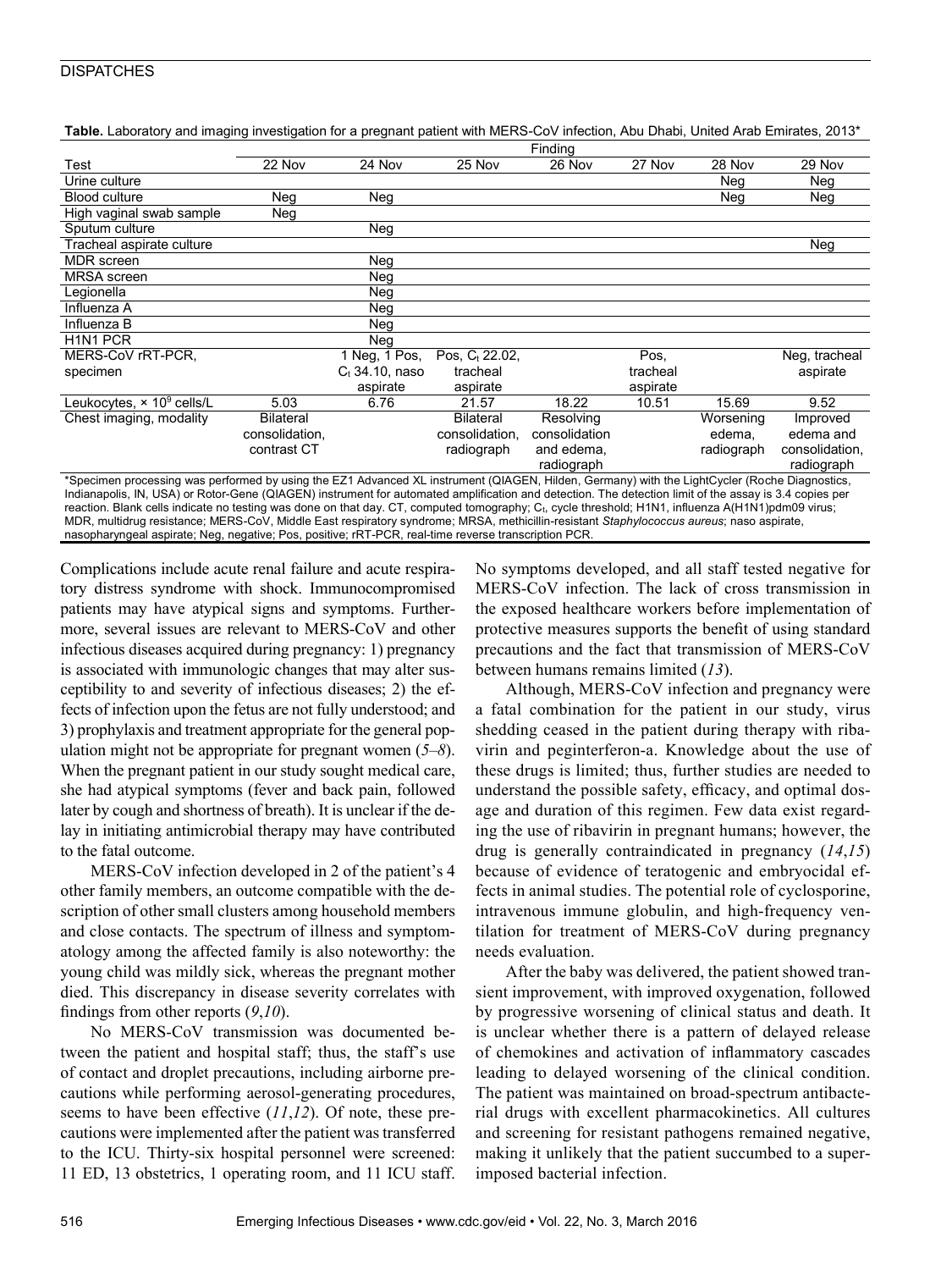**Table.** Laboratory and imaging investigation for a pregnant patient with MERS-CoV infection, Abu Dhabi, United Arab Emirates, 2013*

| Test | Finding | | | | | | |
|---|---|---|---|---|---|---|---|
| | 22 Nov | 24 Nov | 25 Nov | 26 Nov | 27 Nov | 28 Nov | 29 Nov |
| Urine culture | | | | | | Neg | Neg |
| Blood culture | Neg | Neg | | | | Neg | Neg |
| High vaginal swab sample | Neg | | | | | | |
| Sputum culture | | Neg | | | | | |
| Tracheal aspirate culture | | | | | | | Neg |
| MDR screen | | Neg | | | | | |
| MRSA screen | | Neg | | | | | |
| Legionella | | Neg | | | | | |
| Influenza A | | Neg | | | | | |
| Influenza B | | Neg | | | | | |
| H1N1 PCR | | Neg | | | | | |
| MERS-CoV rRT-PCR, specimen | | 1 Neg, 1 Pos, $C_t$ 34.10, naso aspirate | Pos, $C_t$ 22.02, tracheal aspirate | | Pos, tracheal aspirate | | Neg, tracheal aspirate |
| Leukocytes, × $10^9$ cells/L | 5.03 | 6.76 | 21.57 | 18.22 | 10.51 | 15.69 | 9.52 |
| Chest imaging, modality | Bilateral consolidation, contrast CT | | Bilateral consolidation, radiograph | Resolving consolidation and edema, radiograph | | Worsening edema, radiograph | Improved edema and consolidation, radiograph |

*Specimen processing was performed by using the EZ1 Advanced XL instrument (QIAGEN, Hilden, Germany) with the LightCycler (Roche Diagnostics, Indianapolis, IN, USA) or Rotor-Gene (QIAGEN) instrument for automated amplification and detection. The detection limit of the assay is 3.4 copies per reaction. Blank cells indicate no testing was done on that day. CT, computed tomography; $C_t$, cycle threshold; H1N1, influenza A(H1N1)pdm09 virus; MDR, multidrug resistance; MERS-CoV, Middle East respiratory syndrome; MRSA, methicillin-resistant *Staphylococcus aureus*; naso aspirate, nasopharyngeal aspirate; Neg, negative; Pos, positive; rRT-PCR, real-time reverse transcription PCR.

Complications include acute renal failure and acute respiratory distress syndrome with shock. Immunocompromised patients may have atypical signs and symptoms. Furthermore, several issues are relevant to MERS-CoV and other infectious diseases acquired during pregnancy: 1) pregnancy is associated with immunologic changes that may alter susceptibility to and severity of infectious diseases; 2) the effects of infection upon the fetus are not fully understood; and 3) prophylaxis and treatment appropriate for the general population might not be appropriate for pregnant women (*5*–*8*). When the pregnant patient in our study sought medical care, she had atypical symptoms (fever and back pain, followed later by cough and shortness of breath). It is unclear if the delay in initiating antimicrobial therapy may have contributed to the fatal outcome.

MERS-CoV infection developed in 2 of the patient's 4 other family members, an outcome compatible with the description of other small clusters among household members and close contacts. The spectrum of illness and symptomatology among the affected family is also noteworthy: the young child was mildly sick, whereas the pregnant mother died. This discrepancy in disease severity correlates with findings from other reports (*9*,*10*).

No MERS-CoV transmission was documented between the patient and hospital staff; thus, the staff's use of contact and droplet precautions, including airborne precautions while performing aerosol-generating procedures, seems to have been effective (*11*,*12*). Of note, these precautions were implemented after the patient was transferred to the ICU. Thirty-six hospital personnel were screened: 11 ED, 13 obstetrics, 1 operating room, and 11 ICU staff. No symptoms developed, and all staff tested negative for MERS-CoV infection. The lack of cross transmission in the exposed healthcare workers before implementation of protective measures supports the benefit of using standard precautions and the fact that transmission of MERS-CoV between humans remains limited (*13*).

Although, MERS-CoV infection and pregnancy were a fatal combination for the patient in our study, virus shedding ceased in the patient during therapy with ribavirin and peginterferon-a. Knowledge about the use of these drugs is limited; thus, further studies are needed to understand the possible safety, efficacy, and optimal dosage and duration of this regimen. Few data exist regarding the use of ribavirin in pregnant humans; however, the drug is generally contraindicated in pregnancy (*14*,*15*) because of evidence of teratogenic and embryocidal effects in animal studies. The potential role of cyclosporine, intravenous immune globulin, and high-frequency ventilation for treatment of MERS-CoV during pregnancy needs evaluation.

After the baby was delivered, the patient showed transient improvement, with improved oxygenation, followed by progressive worsening of clinical status and death. It is unclear whether there is a pattern of delayed release of chemokines and activation of inflammatory cascades leading to delayed worsening of the clinical condition. The patient was maintained on broad-spectrum antibacterial drugs with excellent pharmacokinetics. All cultures and screening for resistant pathogens remained negative, making it unlikely that the patient succumbed to a superimposed bacterial infection.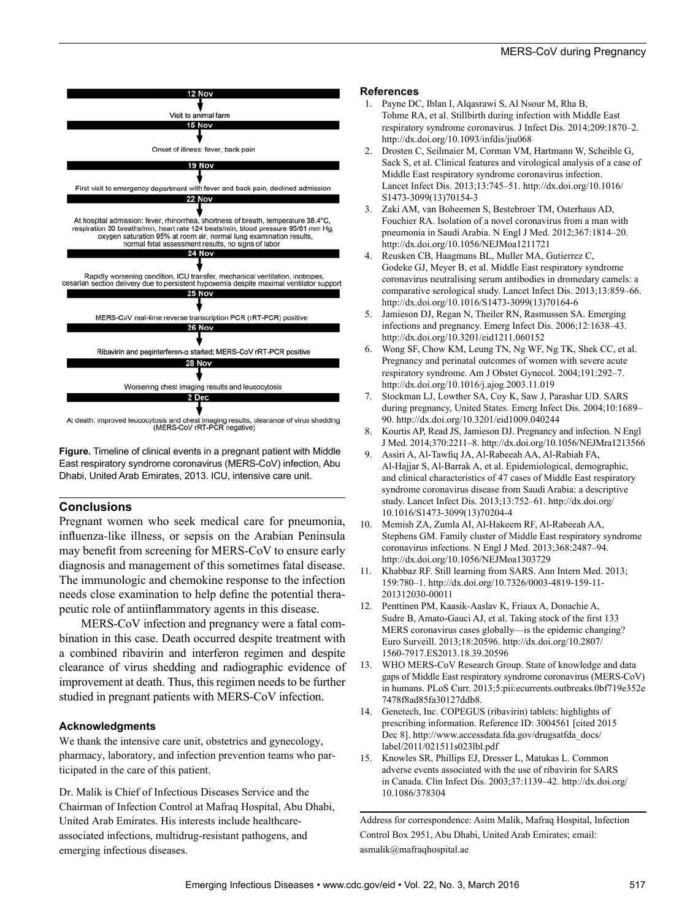12 Nov

Visit to animal farm

15 Nov

Onset of illness: fever, back pain

19 Nov

First visit to emergency department with fever and back pain, declined admission

22 Nov

At hospital admission: fever, rhinorrhea, shortness of breath, temperature 38.4°C, respiration 30 breaths/min, heart rate 124 beats/min, blood pressure 95/61 mm Hg, oxygen saturation 95% at room air, normal lung examination results, normal fetal assessment results, no signs of labor

24 Nov

Rapidly worsening condition, ICU transfer, mechanical ventilation, inotropes, cesarian section delivery due to persistent hypoxemia despite maximal ventilator support

25 Nov

MERS-CoV real-time reverse transcription PCR (rRT-PCR) positive

26 Nov

Ribavirin and peginterferon-α started; MERS-CoV rRT-PCR positive

28 Nov

Worsening chest imaging results and leucocytosis

2 Dec

At death: improved leucocytosis and chest imaging results, clearance of virus shedding (MERS-CoV rRT-PCR negative)

**Figure.** Timeline of clinical events in a pregnant patient with Middle East respiratory syndrome coronavirus (MERS-CoV) infection, Abu Dhabi, United Arab Emirates, 2013. ICU, intensive care unit.

## Conclusions

Pregnant women who seek medical care for pneumonia, influenza-like illness, or sepsis on the Arabian Peninsula may benefit from screening for MERS-CoV to ensure early diagnosis and management of this sometimes fatal disease. The immunologic and chemokine response to the infection needs close examination to help define the potential therapeutic role of antiinflammatory agents in this disease.

MERS-CoV infection and pregnancy were a fatal combination in this case. Death occurred despite treatment with a combined ribavirin and interferon regimen and despite clearance of virus shedding and radiographic evidence of improvement at death. Thus, this regimen needs to be further studied in pregnant patients with MERS-CoV infection.

### Acknowledgments

We thank the intensive care unit, obstetrics and gynecology, pharmacy, laboratory, and infection prevention teams who participated in the care of this patient.

Dr. Malik is Chief of Infectious Diseases Service and the Chairman of Infection Control at Mafraq Hospital, Abu Dhabi, United Arab Emirates. His interests include healthcare-associated infections, multidrug-resistant pathogens, and emerging infectious diseases.

### References

1. Payne DC, Iblan I, Alqasrawi S, Al Nsour M, Rha B, Tohme RA, et al. Stillbirth during infection with Middle East respiratory syndrome coronavirus. J Infect Dis. 2014;209:1870–2. http://dx.doi.org/10.1093/infdis/jiu068
2. Drosten C, Seilmaier M, Corman VM, Hartmann W, Scheible G, Sack S, et al. Clinical features and virological analysis of a case of Middle East respiratory syndrome coronavirus infection. Lancet Infect Dis. 2013;13:745–51. http://dx.doi.org/10.1016/S1473-3099(13)70154-3
3. Zaki AM, van Boheemen S, Bestebroer TM, Osterhaus AD, Fouchier RA. Isolation of a novel coronavirus from a man with pneumonia in Saudi Arabia. N Engl J Med. 2012;367:1814–20. http://dx.doi.org/10.1056/NEJMoa1211721
4. Reusken CB, Haagmans BL, Muller MA, Gutierrez C, Godeke GJ, Meyer B, et al. Middle East respiratory syndrome coronavirus neutralising serum antibodies in dromedary camels: a comparative serological study. Lancet Infect Dis. 2013;13:859–66. http://dx.doi.org/10.1016/S1473-3099(13)70164-6
5. Jamieson DJ, Regan N, Theiler RN, Rasmussen SA. Emerging infections and pregnancy. Emerg Infect Dis. 2006;12:1638–43. http://dx.doi.org/10.3201/eid1211.060152
6. Wong SF, Chow KM, Leung TN, Ng WF, Ng TK, Shek CC, et al. Pregnancy and perinatal outcomes of women with severe acute respiratory syndrome. Am J Obstet Gynecol. 2004;191:292–7. http://dx.doi.org/10.1016/j.ajog.2003.11.019
7. Stockman LJ, Lowther SA, Coy K, Saw J, Parashar UD. SARS during pregnancy, United States. Emerg Infect Dis. 2004;10:1689–90. http://dx.doi.org/10.3201/eid1009.040244
8. Kourtis AP, Read JS, Jamieson DJ. Pregnancy and infection. N Engl J Med. 2014;370:2211–8. http://dx.doi.org/10.1056/NEJMra1213566
9. Assiri A, Al-Tawfiq JA, Al-Rabeeah AA, Al-Rabiah FA, Al-Hajjar S, Al-Barrak A, et al. Epidemiological, demographic, and clinical characteristics of 47 cases of Middle East respiratory syndrome coronavirus disease from Saudi Arabia: a descriptive study. Lancet Infect Dis. 2013;13:752–61. http://dx.doi.org/10.1016/S1473-3099(13)70204-4
10. Memish ZA, Zumla AI, Al-Hakeem RF, Al-Rabeeah AA, Stephens GM. Family cluster of Middle East respiratory syndrome coronavirus infections. N Engl J Med. 2013;368:2487–94. http://dx.doi.org/10.1056/NEJMoa1303729
11. Khabbaz RF. Still learning from SARS. Ann Intern Med. 2013; 159:780–1. http://dx.doi.org/10.7326/0003-4819-159-11-201312030-00011
12. Penttinen PM, Kaasik-Aaslav K, Friaux A, Donachie A, Sudre B, Amato-Gauci AJ, et al. Taking stock of the first 133 MERS coronavirus cases globally—is the epidemic changing? Euro Surveill. 2013;18:20596. http://dx.doi.org/10.2807/1560-7917.ES2013.18.39.20596
13. WHO MERS-CoV Research Group. State of knowledge and data gaps of Middle East respiratory syndrome coronavirus (MERS-CoV) in humans. PLoS Curr. 2013;5:pii:ecurrents.outbreaks.0bf719e352e7478f8ad85fa30127ddb8.
14. Genetech, Inc. COPEGUS (ribavirin) tablets: highlights of prescribing information. Reference ID: 3004561 [cited 2015 Dec 8]. http://www.accessdata.fda.gov/drugsatfda_docs/label/2011/021511s023lbl.pdf
15. Knowles SR, Phillips EJ, Dresser L, Matukas L. Common adverse events associated with the use of ribavirin for SARS in Canada. Clin Infect Dis. 2003;37:1139–42. http://dx.doi.org/10.1086/378304

Address for correspondence: Asim Malik, Mafraq Hospital, Infection Control Box 2951, Abu Dhabi, United Arab Emirates; email: asmalik@mafraqhospital.ae